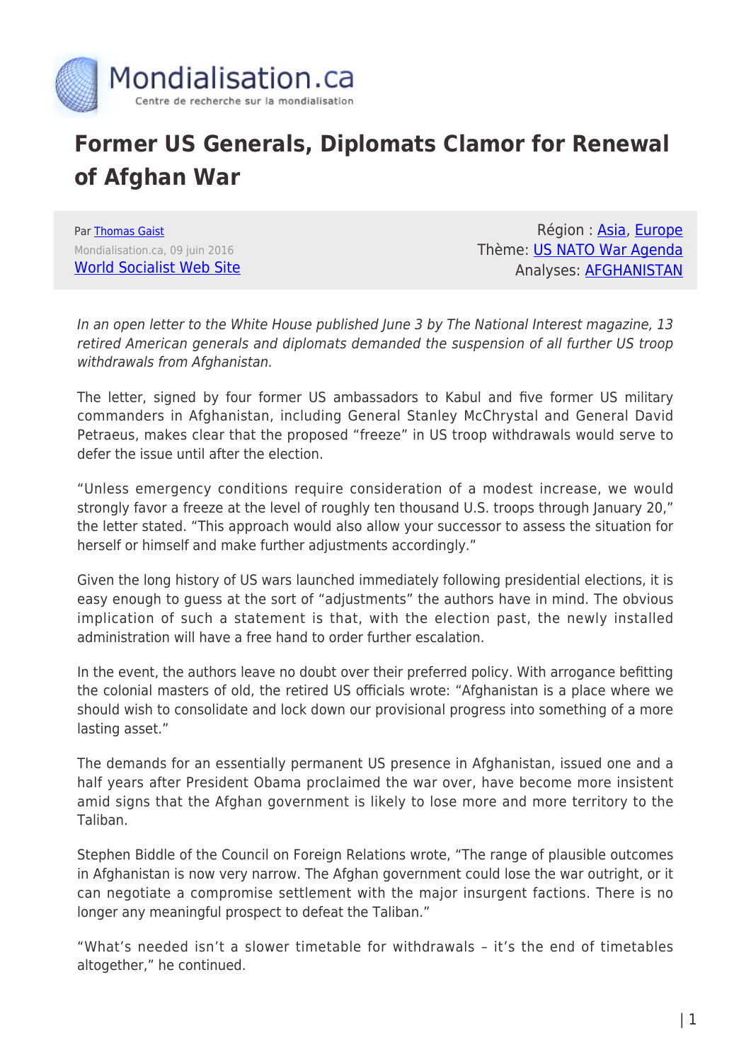Mondialisation.ca

Centre de recherche sur la mondialisation

# Former US Generals, Diplomats Clamor for Renewal of Afghan War

Par Thomas Gaist
Mondialisation.ca, 09 juin 2016
World Socialist Web Site

Région : Asia, Europe
Thème: US NATO War Agenda
Analyses: AFGHANISTAN

*In an open letter to the White House published June 3 by The National Interest magazine, 13 retired American generals and diplomats demanded the suspension of all further US troop withdrawals from Afghanistan.*

The letter, signed by four former US ambassadors to Kabul and five former US military commanders in Afghanistan, including General Stanley McChrystal and General David Petraeus, makes clear that the proposed "freeze" in US troop withdrawals would serve to defer the issue until after the election.

"Unless emergency conditions require consideration of a modest increase, we would strongly favor a freeze at the level of roughly ten thousand U.S. troops through January 20," the letter stated. "This approach would also allow your successor to assess the situation for herself or himself and make further adjustments accordingly."

Given the long history of US wars launched immediately following presidential elections, it is easy enough to guess at the sort of "adjustments" the authors have in mind. The obvious implication of such a statement is that, with the election past, the newly installed administration will have a free hand to order further escalation.

In the event, the authors leave no doubt over their preferred policy. With arrogance befitting the colonial masters of old, the retired US officials wrote: "Afghanistan is a place where we should wish to consolidate and lock down our provisional progress into something of a more lasting asset."

The demands for an essentially permanent US presence in Afghanistan, issued one and a half years after President Obama proclaimed the war over, have become more insistent amid signs that the Afghan government is likely to lose more and more territory to the Taliban.

Stephen Biddle of the Council on Foreign Relations wrote, "The range of plausible outcomes in Afghanistan is now very narrow. The Afghan government could lose the war outright, or it can negotiate a compromise settlement with the major insurgent factions. There is no longer any meaningful prospect to defeat the Taliban."

"What's needed isn't a slower timetable for withdrawals – it's the end of timetables altogether," he continued.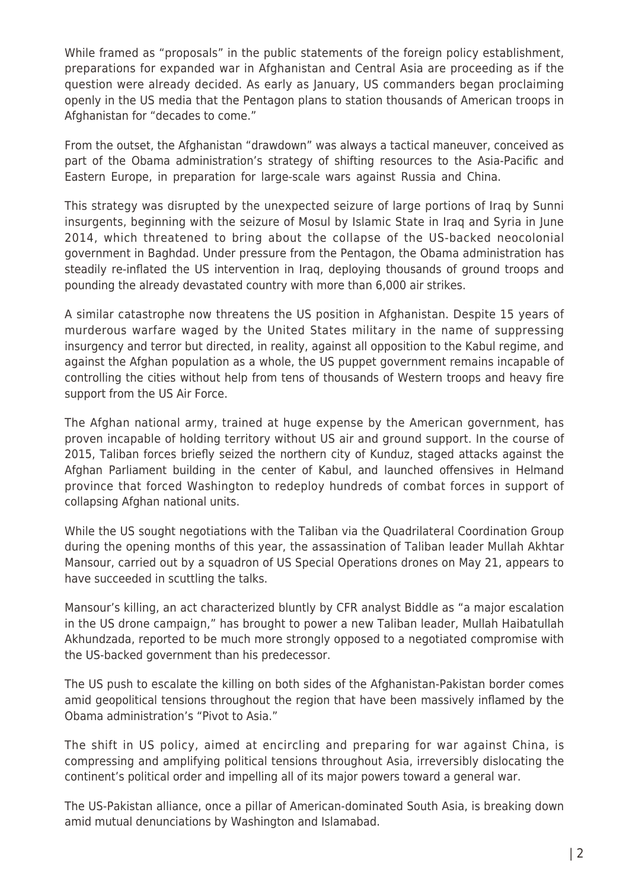While framed as "proposals" in the public statements of the foreign policy establishment, preparations for expanded war in Afghanistan and Central Asia are proceeding as if the question were already decided. As early as January, US commanders began proclaiming openly in the US media that the Pentagon plans to station thousands of American troops in Afghanistan for "decades to come."

From the outset, the Afghanistan "drawdown" was always a tactical maneuver, conceived as part of the Obama administration's strategy of shifting resources to the Asia-Pacific and Eastern Europe, in preparation for large-scale wars against Russia and China.

This strategy was disrupted by the unexpected seizure of large portions of Iraq by Sunni insurgents, beginning with the seizure of Mosul by Islamic State in Iraq and Syria in June 2014, which threatened to bring about the collapse of the US-backed neocolonial government in Baghdad. Under pressure from the Pentagon, the Obama administration has steadily re-inflated the US intervention in Iraq, deploying thousands of ground troops and pounding the already devastated country with more than 6,000 air strikes.

A similar catastrophe now threatens the US position in Afghanistan. Despite 15 years of murderous warfare waged by the United States military in the name of suppressing insurgency and terror but directed, in reality, against all opposition to the Kabul regime, and against the Afghan population as a whole, the US puppet government remains incapable of controlling the cities without help from tens of thousands of Western troops and heavy fire support from the US Air Force.

The Afghan national army, trained at huge expense by the American government, has proven incapable of holding territory without US air and ground support. In the course of 2015, Taliban forces briefly seized the northern city of Kunduz, staged attacks against the Afghan Parliament building in the center of Kabul, and launched offensives in Helmand province that forced Washington to redeploy hundreds of combat forces in support of collapsing Afghan national units.

While the US sought negotiations with the Taliban via the Quadrilateral Coordination Group during the opening months of this year, the assassination of Taliban leader Mullah Akhtar Mansour, carried out by a squadron of US Special Operations drones on May 21, appears to have succeeded in scuttling the talks.

Mansour's killing, an act characterized bluntly by CFR analyst Biddle as "a major escalation in the US drone campaign," has brought to power a new Taliban leader, Mullah Haibatullah Akhundzada, reported to be much more strongly opposed to a negotiated compromise with the US-backed government than his predecessor.

The US push to escalate the killing on both sides of the Afghanistan-Pakistan border comes amid geopolitical tensions throughout the region that have been massively inflamed by the Obama administration's "Pivot to Asia."

The shift in US policy, aimed at encircling and preparing for war against China, is compressing and amplifying political tensions throughout Asia, irreversibly dislocating the continent's political order and impelling all of its major powers toward a general war.

The US-Pakistan alliance, once a pillar of American-dominated South Asia, is breaking down amid mutual denunciations by Washington and Islamabad.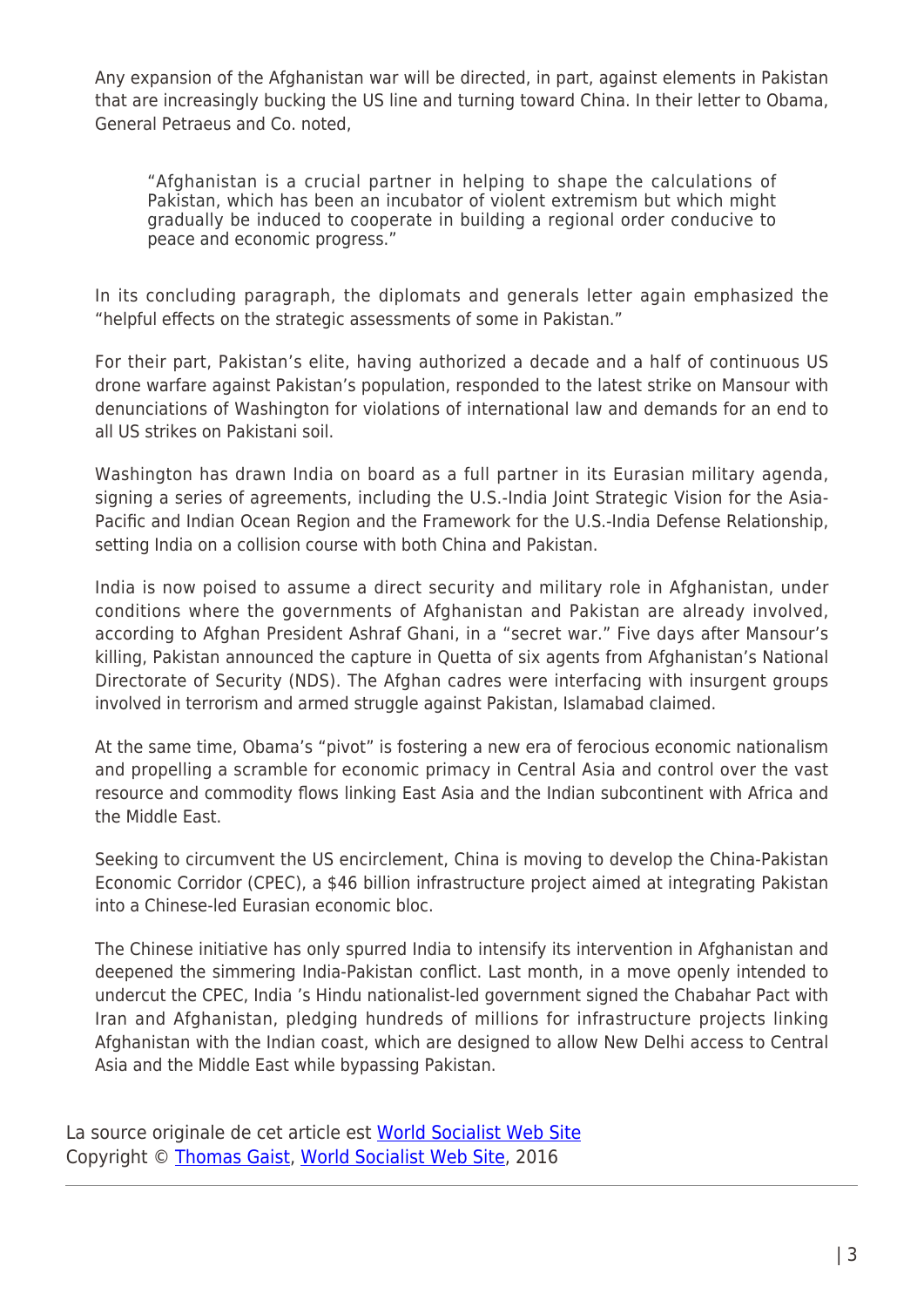Any expansion of the Afghanistan war will be directed, in part, against elements in Pakistan that are increasingly bucking the US line and turning toward China. In their letter to Obama, General Petraeus and Co. noted,

> "Afghanistan is a crucial partner in helping to shape the calculations of Pakistan, which has been an incubator of violent extremism but which might gradually be induced to cooperate in building a regional order conducive to peace and economic progress."

In its concluding paragraph, the diplomats and generals letter again emphasized the "helpful effects on the strategic assessments of some in Pakistan."

For their part, Pakistan's elite, having authorized a decade and a half of continuous US drone warfare against Pakistan's population, responded to the latest strike on Mansour with denunciations of Washington for violations of international law and demands for an end to all US strikes on Pakistani soil.

Washington has drawn India on board as a full partner in its Eurasian military agenda, signing a series of agreements, including the U.S.-India Joint Strategic Vision for the Asia-Pacific and Indian Ocean Region and the Framework for the U.S.-India Defense Relationship, setting India on a collision course with both China and Pakistan.

India is now poised to assume a direct security and military role in Afghanistan, under conditions where the governments of Afghanistan and Pakistan are already involved, according to Afghan President Ashraf Ghani, in a "secret war." Five days after Mansour's killing, Pakistan announced the capture in Quetta of six agents from Afghanistan's National Directorate of Security (NDS). The Afghan cadres were interfacing with insurgent groups involved in terrorism and armed struggle against Pakistan, Islamabad claimed.

At the same time, Obama's "pivot" is fostering a new era of ferocious economic nationalism and propelling a scramble for economic primacy in Central Asia and control over the vast resource and commodity flows linking East Asia and the Indian subcontinent with Africa and the Middle East.

Seeking to circumvent the US encirclement, China is moving to develop the China-Pakistan Economic Corridor (CPEC), a $46 billion infrastructure project aimed at integrating Pakistan into a Chinese-led Eurasian economic bloc.

The Chinese initiative has only spurred India to intensify its intervention in Afghanistan and deepened the simmering India-Pakistan conflict. Last month, in a move openly intended to undercut the CPEC, India 's Hindu nationalist-led government signed the Chabahar Pact with Iran and Afghanistan, pledging hundreds of millions for infrastructure projects linking Afghanistan with the Indian coast, which are designed to allow New Delhi access to Central Asia and the Middle East while bypassing Pakistan.

La source originale de cet article est World Socialist Web Site
Copyright © Thomas Gaist, World Socialist Web Site, 2016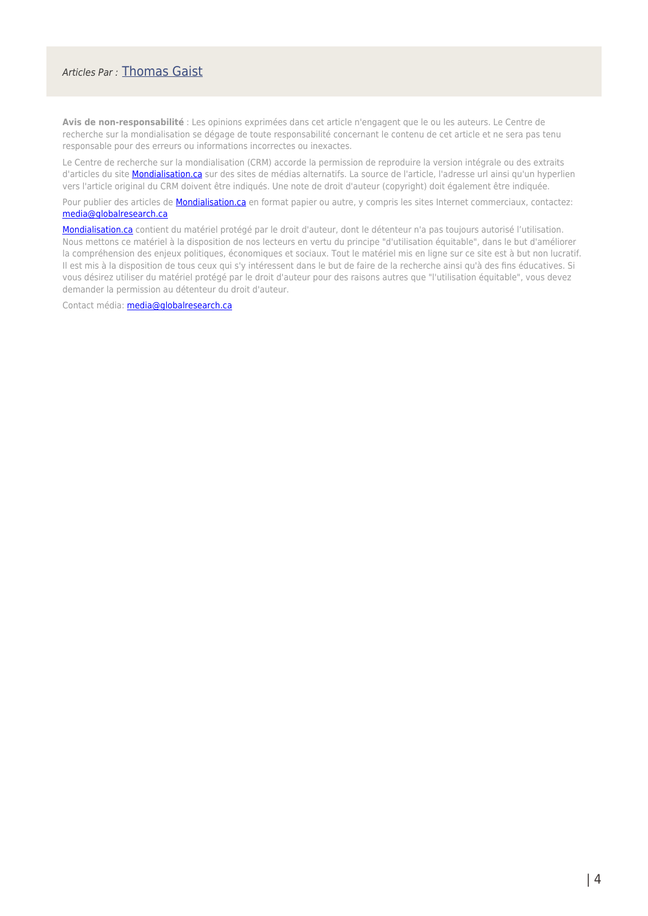*Articles Par :* Thomas Gaist

**Avis de non-responsabilité** : Les opinions exprimées dans cet article n'engagent que le ou les auteurs. Le Centre de recherche sur la mondialisation se dégage de toute responsabilité concernant le contenu de cet article et ne sera pas tenu responsable pour des erreurs ou informations incorrectes ou inexactes.

Le Centre de recherche sur la mondialisation (CRM) accorde la permission de reproduire la version intégrale ou des extraits d'articles du site Mondialisation.ca sur des sites de médias alternatifs. La source de l'article, l'adresse url ainsi qu'un hyperlien vers l'article original du CRM doivent être indiqués. Une note de droit d'auteur (copyright) doit également être indiquée.

Pour publier des articles de Mondialisation.ca en format papier ou autre, y compris les sites Internet commerciaux, contactez: media@globalresearch.ca

Mondialisation.ca contient du matériel protégé par le droit d'auteur, dont le détenteur n'a pas toujours autorisé l'utilisation. Nous mettons ce matériel à la disposition de nos lecteurs en vertu du principe "d'utilisation équitable", dans le but d'améliorer la compréhension des enjeux politiques, économiques et sociaux. Tout le matériel mis en ligne sur ce site est à but non lucratif. Il est mis à la disposition de tous ceux qui s'y intéressent dans le but de faire de la recherche ainsi qu'à des fins éducatives. Si vous désirez utiliser du matériel protégé par le droit d'auteur pour des raisons autres que "l'utilisation équitable", vous devez demander la permission au détenteur du droit d'auteur.

Contact média: media@globalresearch.ca